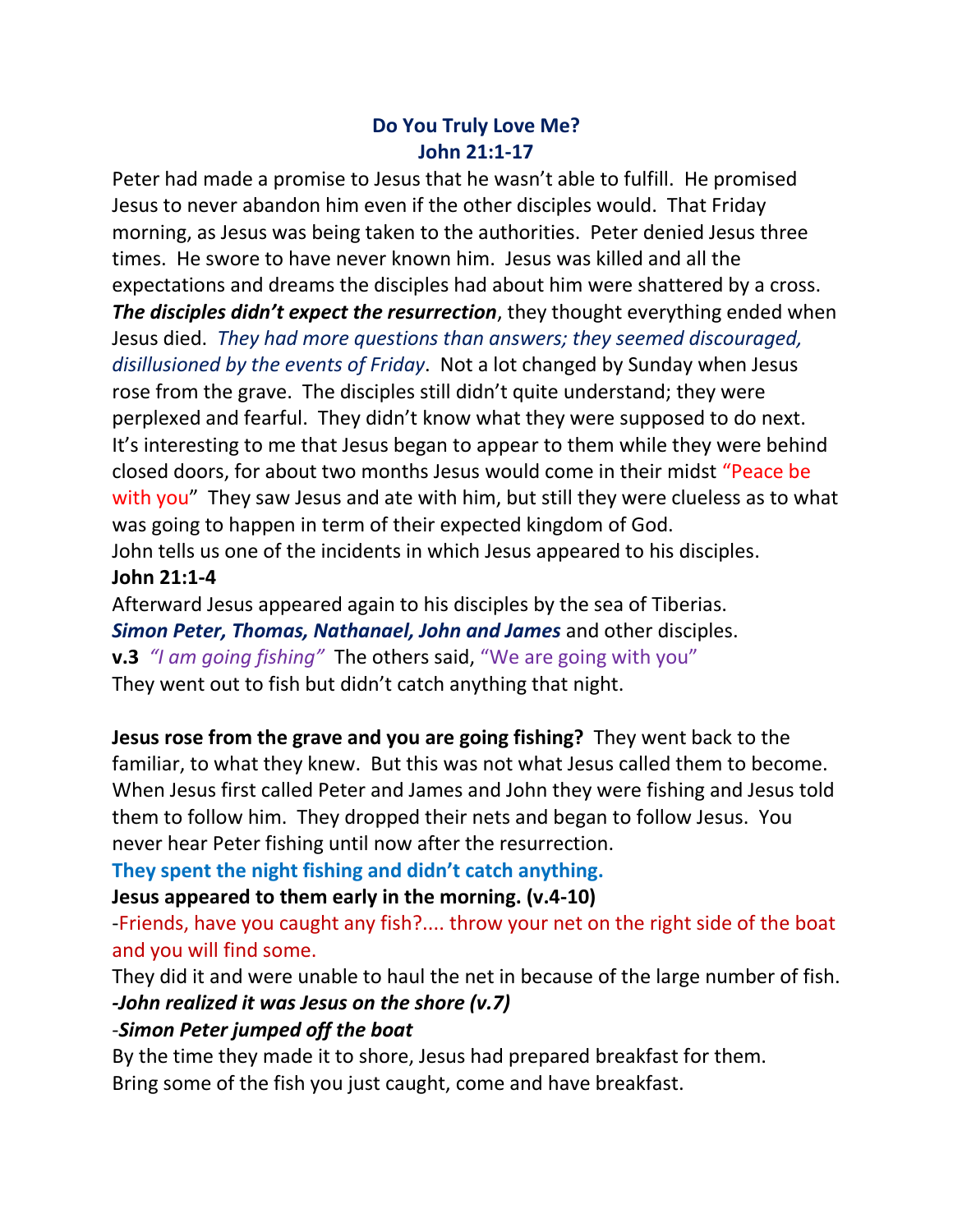# Do You Truly Love Me?
## John 21:1-17

Peter had made a promise to Jesus that he wasn't able to fulfill. He promised Jesus to never abandon him even if the other disciples would. That Friday morning, as Jesus was being taken to the authorities. Peter denied Jesus three times. He swore to have never known him. Jesus was killed and all the expectations and dreams the disciples had about him were shattered by a cross. ***The disciples didn't expect the resurrection***, they thought everything ended when Jesus died. *They had more questions than answers; they seemed discouraged, disillusioned by the events of Friday*. Not a lot changed by Sunday when Jesus rose from the grave. The disciples still didn't quite understand; they were perplexed and fearful. They didn't know what they were supposed to do next. It's interesting to me that Jesus began to appear to them while they were behind closed doors, for about two months Jesus would come in their midst "Peace be with you" They saw Jesus and ate with him, but still they were clueless as to what was going to happen in term of their expected kingdom of God.

John tells us one of the incidents in which Jesus appeared to his disciples.

**John 21:1-4**

Afterward Jesus appeared again to his disciples by the sea of Tiberias.

***Simon Peter, Thomas, Nathanael, John and James*** and other disciples.

**v.3** *"I am going fishing"* The others said, "We are going with you"

They went out to fish but didn't catch anything that night.

**Jesus rose from the grave and you are going fishing?** They went back to the familiar, to what they knew. But this was not what Jesus called them to become. When Jesus first called Peter and James and John they were fishing and Jesus told them to follow him. They dropped their nets and began to follow Jesus. You never hear Peter fishing until now after the resurrection.

**They spent the night fishing and didn't catch anything.**

**Jesus appeared to them early in the morning. (v.4-10)**

-Friends, have you caught any fish?.... throw your net on the right side of the boat and you will find some.

They did it and were unable to haul the net in because of the large number of fish.

***-John realized it was Jesus on the shore (v.7)***

-***Simon Peter jumped off the boat***

By the time they made it to shore, Jesus had prepared breakfast for them.

Bring some of the fish you just caught, come and have breakfast.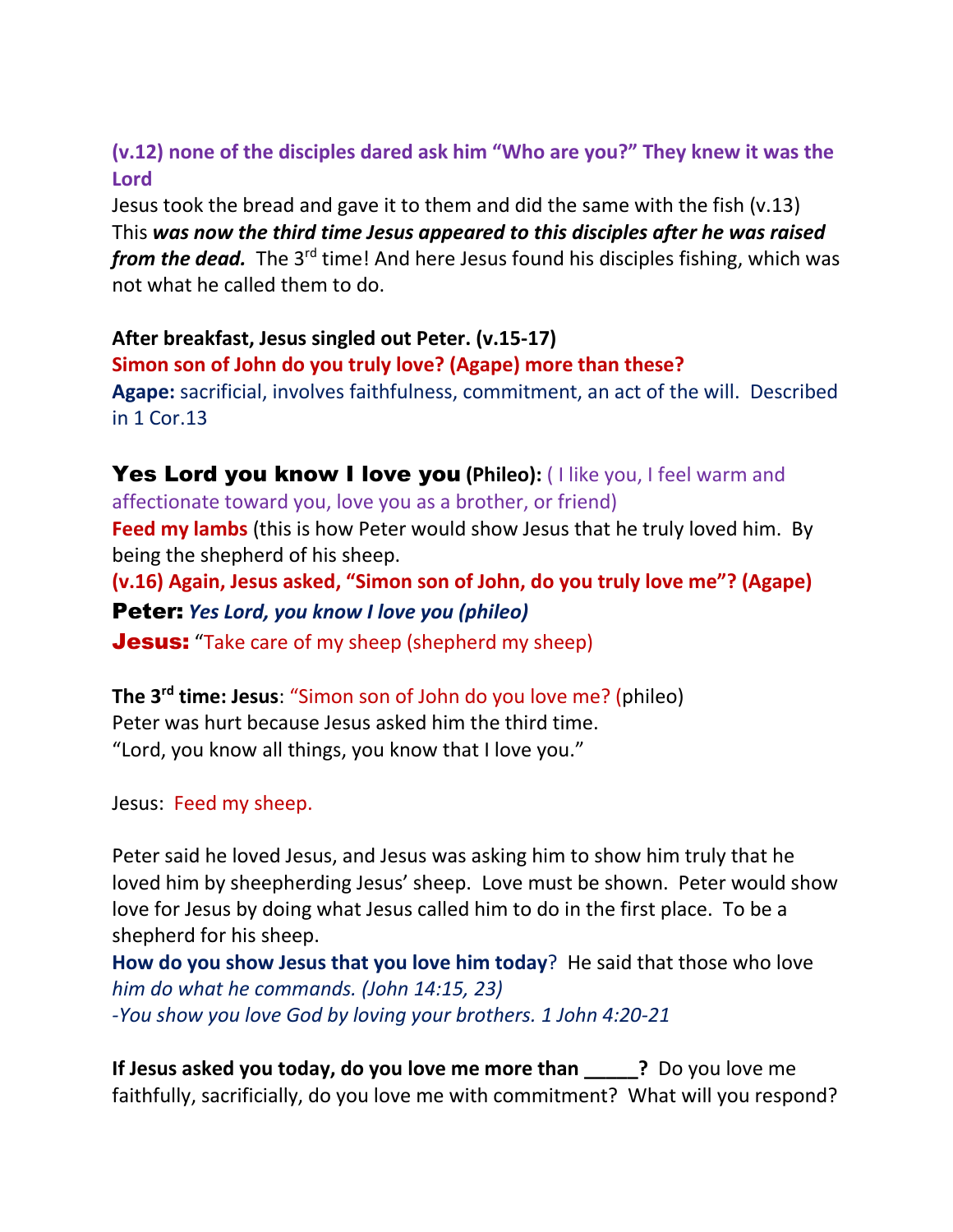**(v.12) none of the disciples dared ask him "Who are you?" They knew it was the Lord**

Jesus took the bread and gave it to them and did the same with the fish (v.13) This ***was now the third time Jesus appeared to this disciples after he was raised from the dead.*** The 3rd time! And here Jesus found his disciples fishing, which was not what he called them to do.

**After breakfast, Jesus singled out Peter. (v.15-17)**

**Simon son of John do you truly love? (Agape) more than these?**

**Agape:** sacrificial, involves faithfulness, commitment, an act of the will. Described in 1 Cor.13

**Yes Lord you know I love you (Phileo):** ( I like you, I feel warm and affectionate toward you, love you as a brother, or friend)

**Feed my lambs** (this is how Peter would show Jesus that he truly loved him. By being the shepherd of his sheep.

**(v.16) Again, Jesus asked, "Simon son of John, do you truly love me"? (Agape)**

**Peter:** ***Yes Lord, you know I love you (phileo)***

**Jesus:** "Take care of my sheep (shepherd my sheep)

**The 3rd time: Jesus**: "Simon son of John do you love me? (phileo)
Peter was hurt because Jesus asked him the third time.
"Lord, you know all things, you know that I love you."

Jesus: Feed my sheep.

Peter said he loved Jesus, and Jesus was asking him to show him truly that he loved him by sheepherding Jesus' sheep. Love must be shown. Peter would show love for Jesus by doing what Jesus called him to do in the first place. To be a shepherd for his sheep.

**How do you show Jesus that you love him today**? He said that those who love *him do what he commands. (John 14:15, 23)*
*-You show you love God by loving your brothers. 1 John 4:20-21*

**If Jesus asked you today, do you love me more than _____?** Do you love me faithfully, sacrificially, do you love me with commitment? What will you respond?